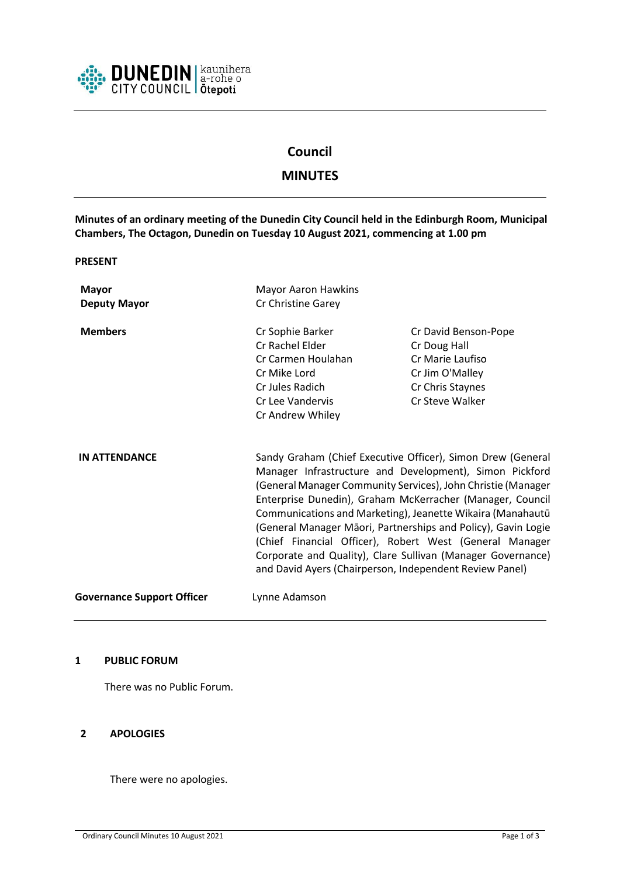# Council

## MINUTES

**Minutes of an ordinary meeting of the Dunedin City Council held in the Edinburgh Room, Municipal Chambers, The Octagon, Dunedin on Tuesday 10 August 2021, commencing at 1.00 pm**

**PRESENT**

| | | |
|---|---|---|
| **Mayor** | Mayor Aaron Hawkins | |
| **Deputy Mayor** | Cr Christine Garey | |
| **Members** | Cr Sophie Barker | Cr David Benson-Pope |
| | Cr Rachel Elder | Cr Doug Hall |
| | Cr Carmen Houlahan | Cr Marie Laufiso |
| | Cr Mike Lord | Cr Jim O'Malley |
| | Cr Jules Radich | Cr Chris Staynes |
| | Cr Lee Vandervis | Cr Steve Walker |
| | Cr Andrew Whiley | |

**IN ATTENDANCE** Sandy Graham (Chief Executive Officer), Simon Drew (General Manager Infrastructure and Development), Simon Pickford (General Manager Community Services), John Christie (Manager Enterprise Dunedin), Graham McKerracher (Manager, Council Communications and Marketing), Jeanette Wikaira (Manahautū (General Manager Māori, Partnerships and Policy), Gavin Logie (Chief Financial Officer), Robert West (General Manager Corporate and Quality), Clare Sullivan (Manager Governance) and David Ayers (Chairperson, Independent Review Panel)

**Governance Support Officer** Lynne Adamson

**1 PUBLIC FORUM**

There was no Public Forum.

**2 APOLOGIES**

There were no apologies.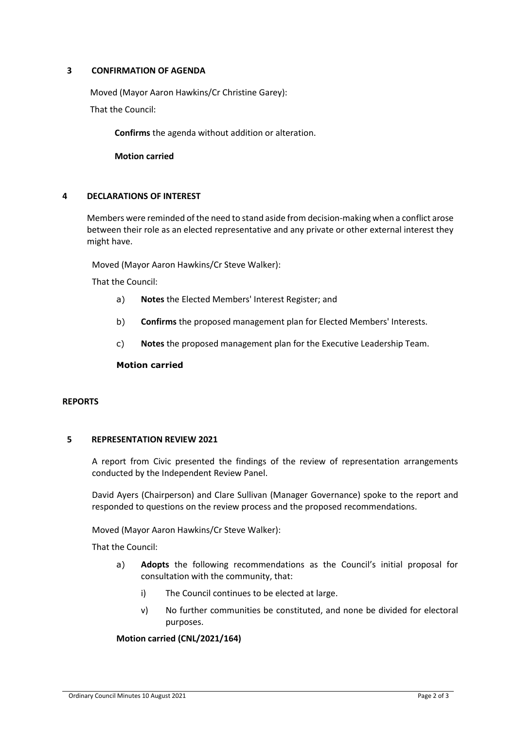## 3 CONFIRMATION OF AGENDA

Moved (Mayor Aaron Hawkins/Cr Christine Garey):

That the Council:

**Confirms** the agenda without addition or alteration.

**Motion carried**

## 4 DECLARATIONS OF INTEREST

Members were reminded of the need to stand aside from decision-making when a conflict arose between their role as an elected representative and any private or other external interest they might have.

Moved (Mayor Aaron Hawkins/Cr Steve Walker):

That the Council:

a) **Notes** the Elected Members' Interest Register; and

b) **Confirms** the proposed management plan for Elected Members' Interests.

c) **Notes** the proposed management plan for the Executive Leadership Team.

**Motion carried**

## REPORTS

## 5 REPRESENTATION REVIEW 2021

A report from Civic presented the findings of the review of representation arrangements conducted by the Independent Review Panel.

David Ayers (Chairperson) and Clare Sullivan (Manager Governance) spoke to the report and responded to questions on the review process and the proposed recommendations.

Moved (Mayor Aaron Hawkins/Cr Steve Walker):

That the Council:

a) **Adopts** the following recommendations as the Council's initial proposal for consultation with the community, that:

i) The Council continues to be elected at large.

v) No further communities be constituted, and none be divided for electoral purposes.

**Motion carried (CNL/2021/164)**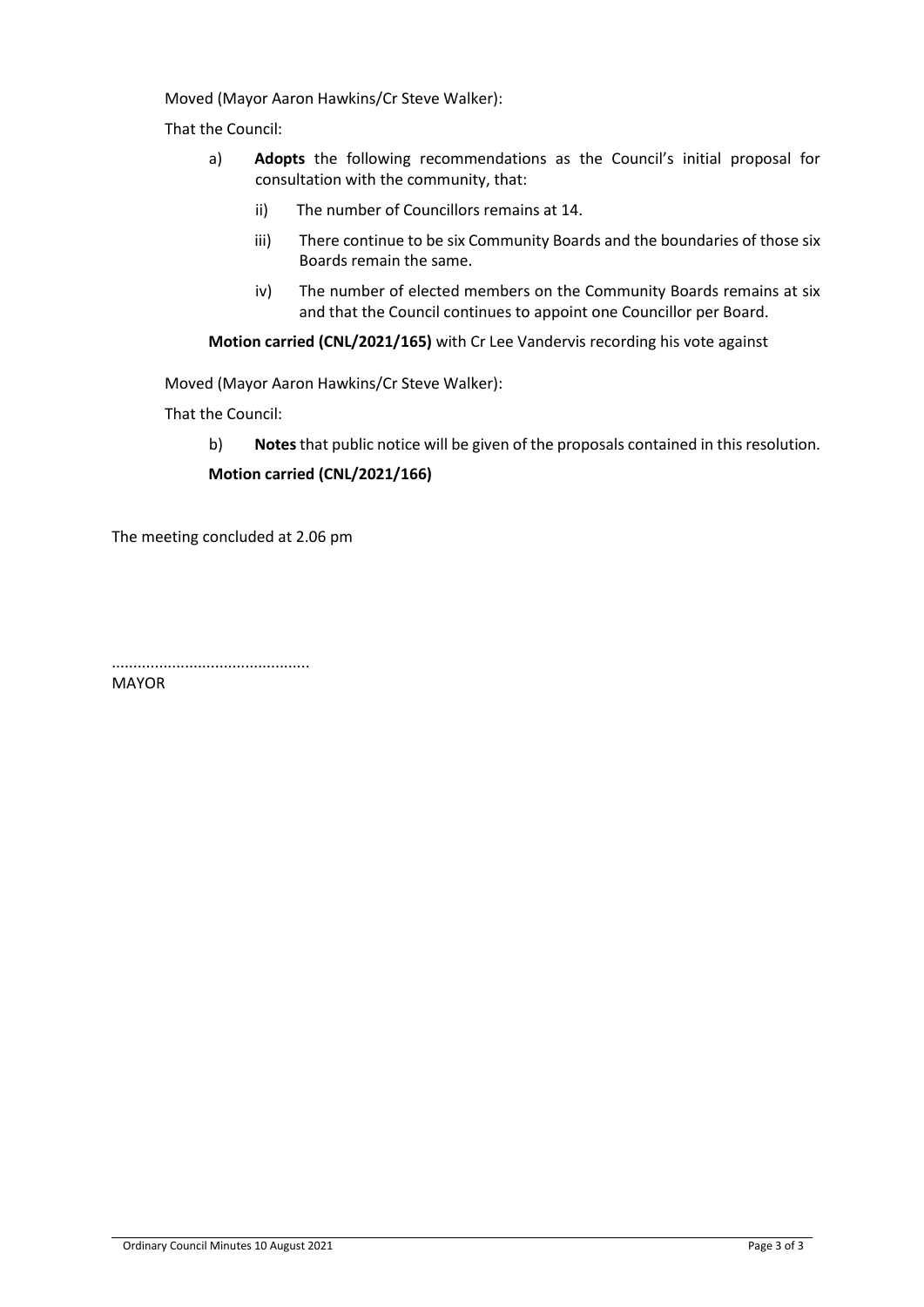Moved (Mayor Aaron Hawkins/Cr Steve Walker):

That the Council:

a) **Adopts** the following recommendations as the Council's initial proposal for consultation with the community, that:

   ii) The number of Councillors remains at 14.

   iii) There continue to be six Community Boards and the boundaries of those six Boards remain the same.

   iv) The number of elected members on the Community Boards remains at six and that the Council continues to appoint one Councillor per Board.

**Motion carried (CNL/2021/165)** with Cr Lee Vandervis recording his vote against

Moved (Mayor Aaron Hawkins/Cr Steve Walker):

That the Council:

b) **Notes** that public notice will be given of the proposals contained in this resolution.

**Motion carried (CNL/2021/166)**

The meeting concluded at 2.06 pm

.............................................

MAYOR